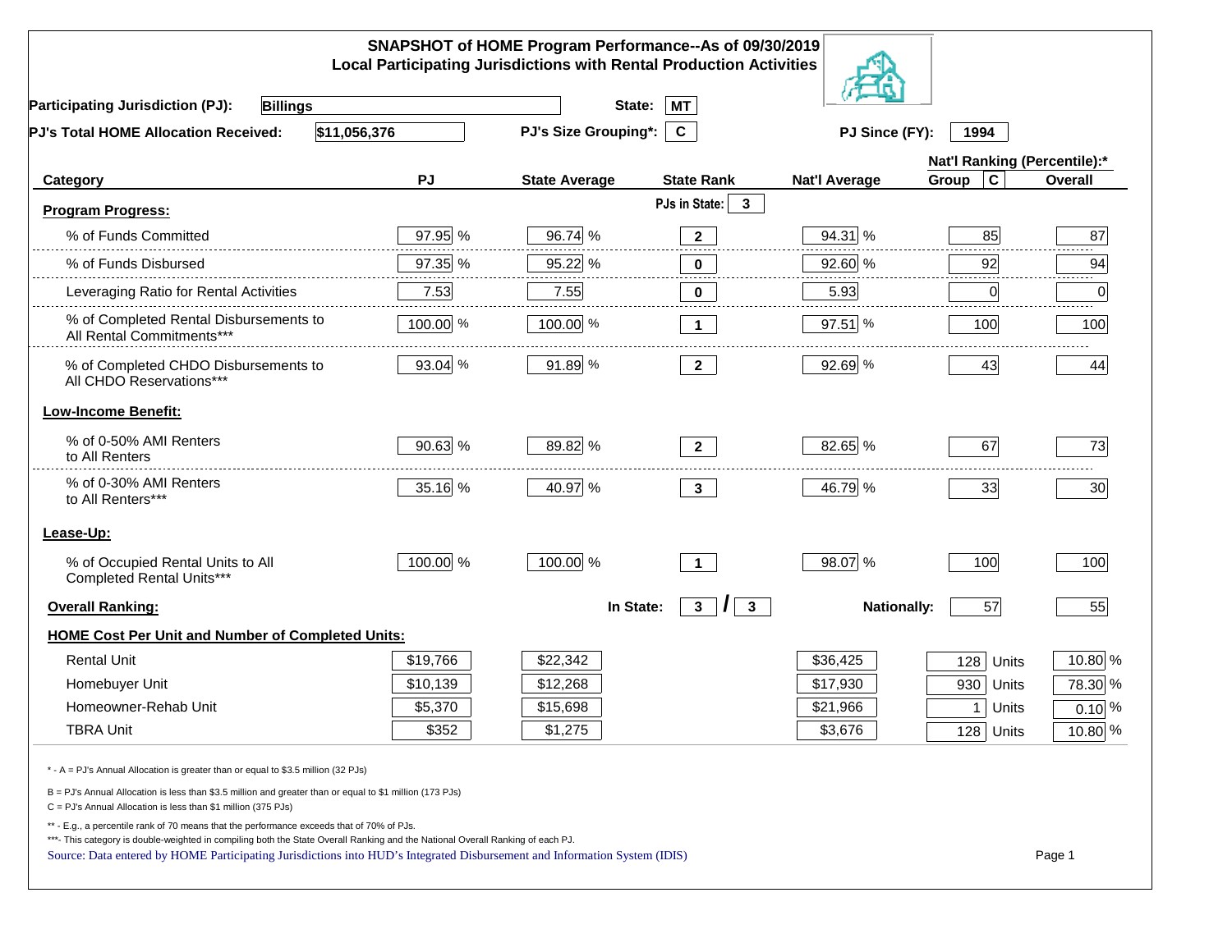# SNAPSHOT of HOME Program Performance--As of 09/30/2019
## Local Participating Jurisdictions with Rental Production Activities

**Participating Jurisdiction (PJ):** Billings **State:** MT

**PJ's Total HOME Allocation Received:** $11,056,376 **PJ's Size Grouping*:** C **PJ Since (FY):** 1994

| Category | PJ | State Average | State Rank | Nat'l Average | Nat'l Ranking (Percentile):* Group C | Overall |
|---|---|---|---|---|---|---|
| **Program Progress:** | | | PJs in State: 3 | | | |
| % of Funds Committed | 97.95 % | 96.74 % | 2 | 94.31 % | 85 | 87 |
| % of Funds Disbursed | 97.35 % | 95.22 % | 0 | 92.60 % | 92 | 94 |
| Leveraging Ratio for Rental Activities | 7.53 | 7.55 | 0 | 5.93 | 0 | 0 |
| % of Completed Rental Disbursements to All Rental Commitments*** | 100.00 % | 100.00 % | 1 | 97.51 % | 100 | 100 |
| % of Completed CHDO Disbursements to All CHDO Reservations*** | 93.04 % | 91.89 % | 2 | 92.69 % | 43 | 44 |
| **Low-Income Benefit:** | | | | | | |
| % of 0-50% AMI Renters to All Renters | 90.63 % | 89.82 % | 2 | 82.65 % | 67 | 73 |
| % of 0-30% AMI Renters to All Renters*** | 35.16 % | 40.97 % | 3 | 46.79 % | 33 | 30 |
| **Lease-Up:** | | | | | | |
| % of Occupied Rental Units to All Completed Rental Units*** | 100.00 % | 100.00 % | 1 | 98.07 % | 100 | 100 |
| **Overall Ranking:** | | In State: | 3 / 3 | Nationally: | 57 | 55 |
| **HOME Cost Per Unit and Number of Completed Units:** | | | | | | |
| Rental Unit | $19,766 | $22,342 | | $36,425 | 128 Units | 10.80 % |
| Homebuyer Unit | $10,139 | $12,268 | | $17,930 | 930 Units | 78.30 % |
| Homeowner-Rehab Unit | $5,370 | $15,698 | | $21,966 | 1 Units | 0.10 % |
| TBRA Unit | $352 | $1,275 | | $3,676 | 128 Units | 10.80 % |

\* - A = PJ's Annual Allocation is greater than or equal to $3.5 million (32 PJs)

B = PJ's Annual Allocation is less than $3.5 million and greater than or equal to $1 million (173 PJs)

C = PJ's Annual Allocation is less than $1 million (375 PJs)

** - E.g., a percentile rank of 70 means that the performance exceeds that of 70% of PJs.

***- This category is double-weighted in compiling both the State Overall Ranking and the National Overall Ranking of each PJ.

Source: Data entered by HOME Participating Jurisdictions into HUD's Integrated Disbursement and Information System (IDIS)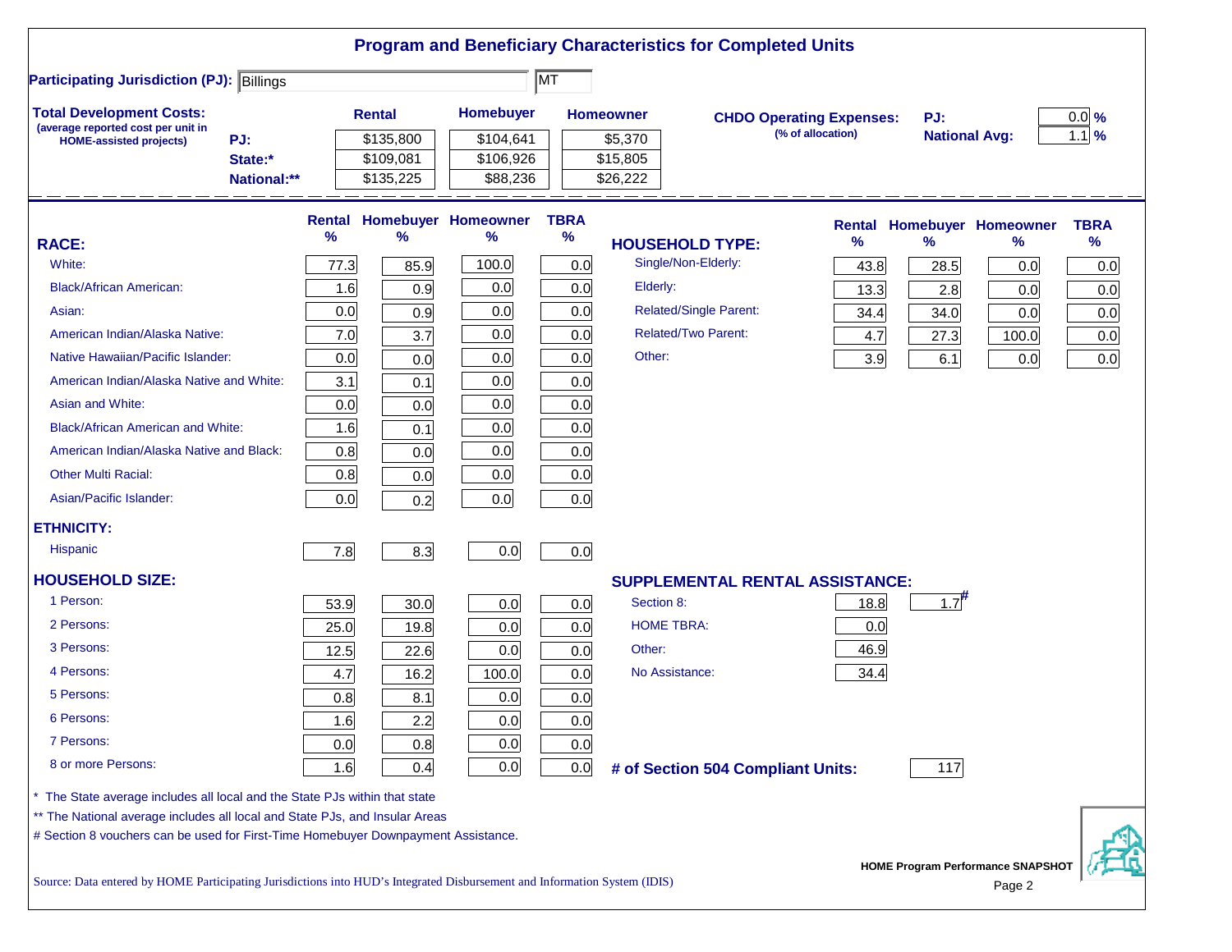# Program and Beneficiary Characteristics for Completed Units

**Participating Jurisdiction (PJ):** Billings MT

**Total Development Costs:**
(average reported cost per unit in HOME-assisted projects)

| | Rental | Homebuyer | Homeowner |
|---|---|---|---|
| PJ: | $135,800 | $104,641 | $5,370 |
| State:* | $109,081 | $106,926 | $15,805 |
| National:** | $135,225 | $88,236 | $26,222 |

**CHDO Operating Expenses:** (% of allocation)

| | |
|---|---|
| PJ: | 0.0 % |
| National Avg: | 1.1 % |

| RACE: | Rental % | Homebuyer % | Homeowner % | TBRA % |
|---|---|---|---|---|
| White: | 77.3 | 85.9 | 100.0 | 0.0 |
| Black/African American: | 1.6 | 0.9 | 0.0 | 0.0 |
| Asian: | 0.0 | 0.9 | 0.0 | 0.0 |
| American Indian/Alaska Native: | 7.0 | 3.7 | 0.0 | 0.0 |
| Native Hawaiian/Pacific Islander: | 0.0 | 0.0 | 0.0 | 0.0 |
| American Indian/Alaska Native and White: | 3.1 | 0.1 | 0.0 | 0.0 |
| Asian and White: | 0.0 | 0.0 | 0.0 | 0.0 |
| Black/African American and White: | 1.6 | 0.1 | 0.0 | 0.0 |
| American Indian/Alaska Native and Black: | 0.8 | 0.0 | 0.0 | 0.0 |
| Other Multi Racial: | 0.8 | 0.0 | 0.0 | 0.0 |
| Asian/Pacific Islander: | 0.0 | 0.2 | 0.0 | 0.0 |
| **ETHNICITY:** | | | | |
| Hispanic | 7.8 | 8.3 | 0.0 | 0.0 |

| HOUSEHOLD TYPE: | Rental % | Homebuyer % | Homeowner % | TBRA % |
|---|---|---|---|---|
| Single/Non-Elderly: | 43.8 | 28.5 | 0.0 | 0.0 |
| Elderly: | 13.3 | 2.8 | 0.0 | 0.0 |
| Related/Single Parent: | 34.4 | 34.0 | 0.0 | 0.0 |
| Related/Two Parent: | 4.7 | 27.3 | 100.0 | 0.0 |
| Other: | 3.9 | 6.1 | 0.0 | 0.0 |

| HOUSEHOLD SIZE: | Rental % | Homebuyer % | Homeowner % | TBRA % |
|---|---|---|---|---|
| 1 Person: | 53.9 | 30.0 | 0.0 | 0.0 |
| 2 Persons: | 25.0 | 19.8 | 0.0 | 0.0 |
| 3 Persons: | 12.5 | 22.6 | 0.0 | 0.0 |
| 4 Persons: | 4.7 | 16.2 | 100.0 | 0.0 |
| 5 Persons: | 0.8 | 8.1 | 0.0 | 0.0 |
| 6 Persons: | 1.6 | 2.2 | 0.0 | 0.0 |
| 7 Persons: | 0.0 | 0.8 | 0.0 | 0.0 |
| 8 or more Persons: | 1.6 | 0.4 | 0.0 | 0.0 |

| SUPPLEMENTAL RENTAL ASSISTANCE: | Rental | Homebuyer |
|---|---|---|
| Section 8: | 18.8 | 1.7# |
| HOME TBRA: | 0.0 | |
| Other: | 46.9 | |
| No Assistance: | 34.4 | |

**# of Section 504 Compliant Units:** 117

\* The State average includes all local and the State PJs within that state

\*\* The National average includes all local and State PJs, and Insular Areas

# Section 8 vouchers can be used for First-Time Homebuyer Downpayment Assistance.

Source: Data entered by HOME Participating Jurisdictions into HUD's Integrated Disbursement and Information System (IDIS)

HOME Program Performance SNAPSHOT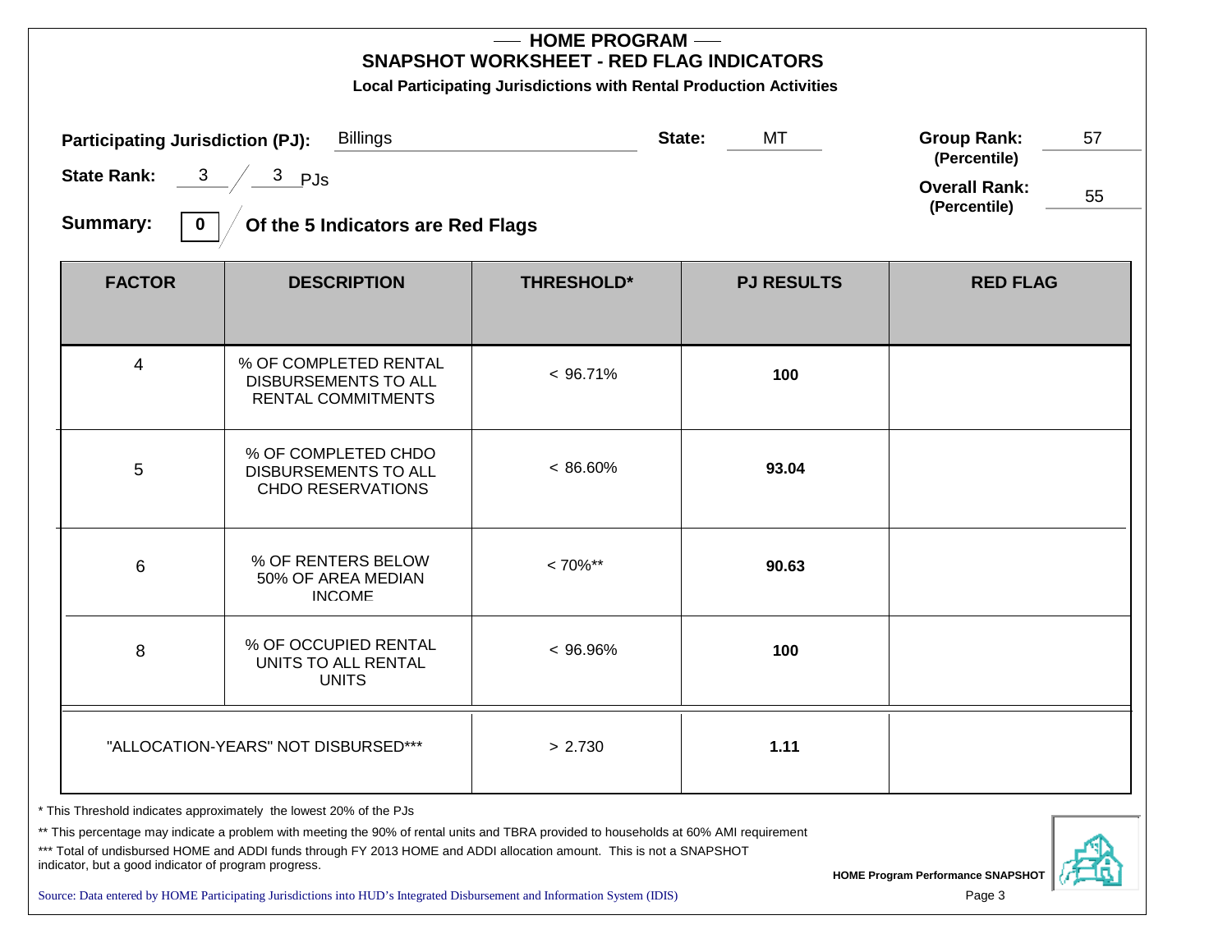# HOME PROGRAM
## SNAPSHOT WORKSHEET - RED FLAG INDICATORS
### Local Participating Jurisdictions with Rental Production Activities

**Participating Jurisdiction (PJ):** Billings **State:** MT **Group Rank:** 57 **(Percentile)**

**State Rank:** 3 / 3 PJs **Overall Rank:** 55 **(Percentile)**

**Summary:** 0 / **Of the 5 Indicators are Red Flags**

| FACTOR | DESCRIPTION | THRESHOLD* | PJ RESULTS | RED FLAG |
|---|---|---|---|---|
| 4 | % OF COMPLETED RENTAL DISBURSEMENTS TO ALL RENTAL COMMITMENTS | < 96.71% | **100** | |
| 5 | % OF COMPLETED CHDO DISBURSEMENTS TO ALL CHDO RESERVATIONS | < 86.60% | **93.04** | |
| 6 | % OF RENTERS BELOW 50% OF AREA MEDIAN INCOME | < 70%** | **90.63** | |
| 8 | % OF OCCUPIED RENTAL UNITS TO ALL RENTAL UNITS | < 96.96% | **100** | |
| "ALLOCATION-YEARS" NOT DISBURSED*** | | > 2.730 | **1.11** | |

* This Threshold indicates approximately the lowest 20% of the PJs

** This percentage may indicate a problem with meeting the 90% of rental units and TBRA provided to households at 60% AMI requirement

*** Total of undisbursed HOME and ADDI funds through FY 2013 HOME and ADDI allocation amount. This is not a SNAPSHOT indicator, but a good indicator of program progress.

Source: Data entered by HOME Participating Jurisdictions into HUD's Integrated Disbursement and Information System (IDIS)